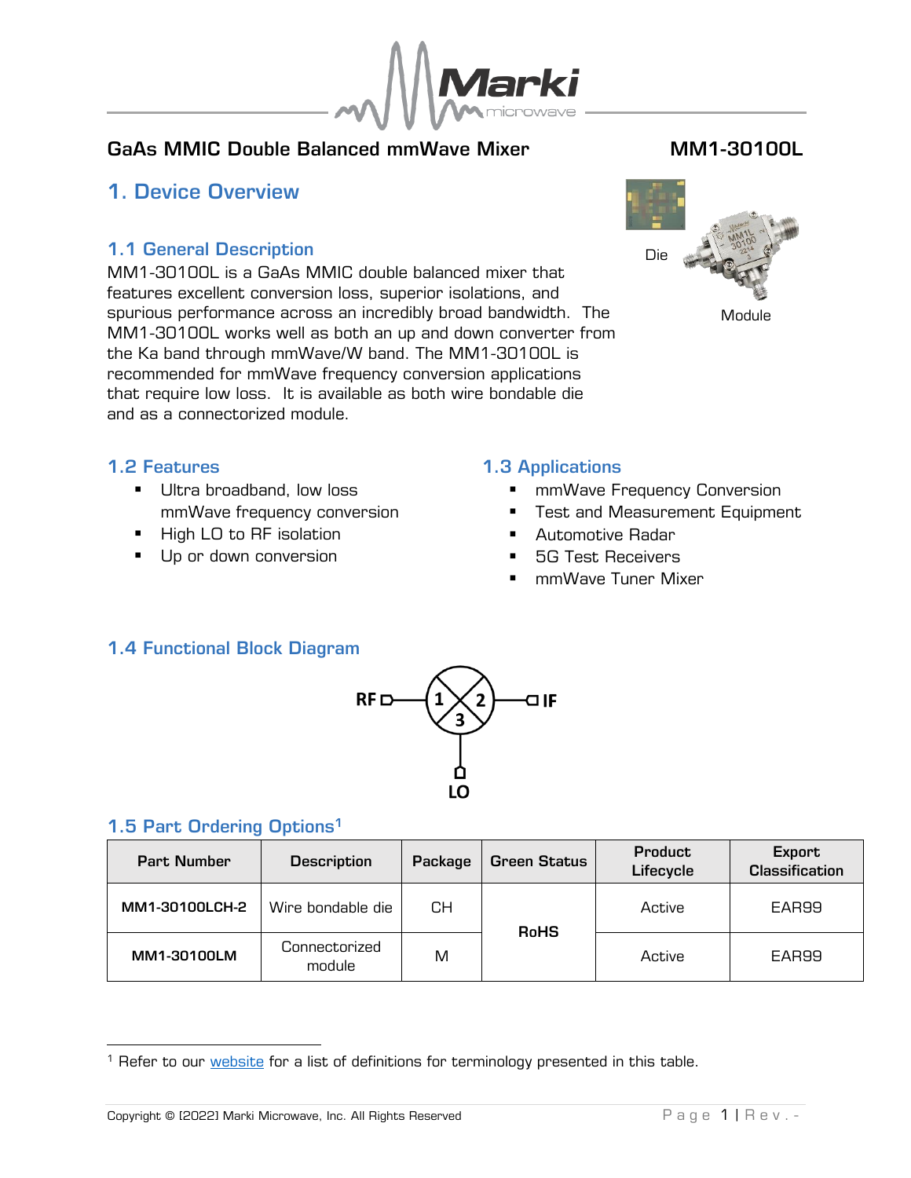# GaAs MMIC Double Balanced mmWave Mixer — MM1-3010OL

## 1. Device Overview

Die

Module

### 1.1 General Description

MM1-3010OL is a GaAs MMIC double balanced mixer that features excellent conversion loss, superior isolations, and spurious performance across an incredibly broad bandwidth. The MM1-3010OL works well as both an up and down converter from the Ka band through mmWave/W band. The MM1-3010OL is recommended for mmWave frequency conversion applications that require low loss. It is available as both wire bondable die and as a connectorized module.

### 1.2 Features

- Ultra broadband, low loss mmWave frequency conversion
- High LO to RF isolation
- Up or down conversion

### 1.3 Applications

- mmWave Frequency Conversion
- Test and Measurement Equipment
- Automotive Radar
- 5G Test Receivers
- mmWave Tuner Mixer

### 1.4 Functional Block Diagram

RF (1) — IF (2) — LO (3)

### 1.5 Part Ordering Options[1]

| Part Number | Description | Package | Green Status | Product Lifecycle | Export Classification |
|---|---|---|---|---|---|
| MM1-3010OLCH-2 | Wire bondable die | CH | RoHS | Active | EAR99 |
| MM1-3010OLM | Connectorized module | M | RoHS | Active | EAR99 |

[1] Refer to our website for a list of definitions for terminology presented in this table.

Copyright © [2022] Marki Microwave, Inc. All Rights Reserved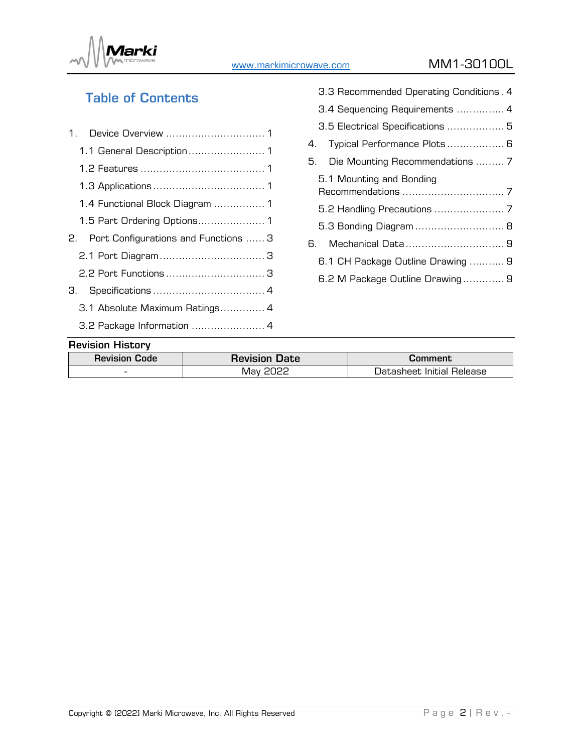## Table of Contents

1. Device Overview ............................... 1
   - 1.1 General Description ........................ 1
   - 1.2 Features ....................................... 1
   - 1.3 Applications ................................... 1
   - 1.4 Functional Block Diagram ................ 1
   - 1.5 Part Ordering Options..................... 1
2. Port Configurations and Functions ...... 3
   - 2.1 Port Diagram ................................. 3
   - 2.2 Port Functions ............................... 3
3. Specifications ................................... 4
   - 3.1 Absolute Maximum Ratings.............. 4
   - 3.2 Package Information ....................... 4
   - 3.3 Recommended Operating Conditions . 4
   - 3.4 Sequencing Requirements ............... 4
   - 3.5 Electrical Specifications .................. 5
4. Typical Performance Plots .................. 6
5. Die Mounting Recommendations ......... 7
   - 5.1 Mounting and Bonding Recommendations ................................ 7
   - 5.2 Handling Precautions ...................... 7
   - 5.3 Bonding Diagram ............................ 8
6. Mechanical Data ............................... 9
   - 6.1 CH Package Outline Drawing ........... 9
   - 6.2 M Package Outline Drawing ............. 9

**Revision History**

| Revision Code | Revision Date | Comment |
|---|---|---|
| - | May 2022 | Datasheet Initial Release |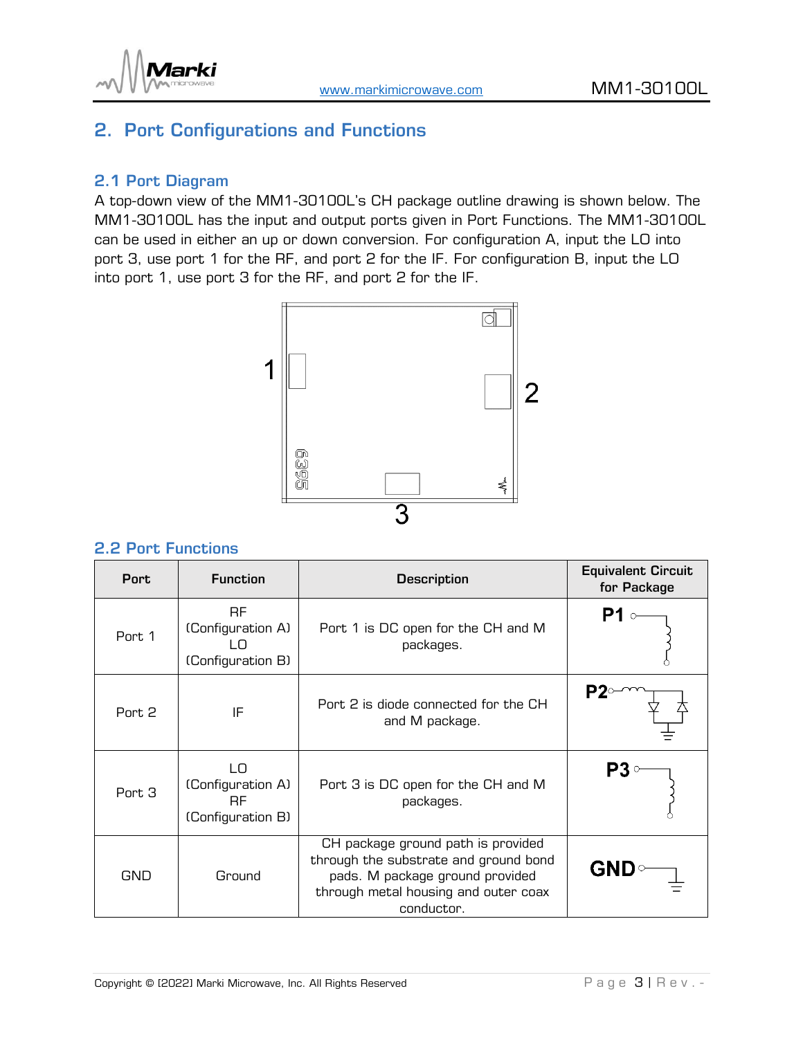## 2. Port Configurations and Functions

### 2.1 Port Diagram

A top-down view of the MM1-30100L's CH package outline drawing is shown below. The MM1-30100L has the input and output ports given in Port Functions. The MM1-30100L can be used in either an up or down conversion. For configuration A, input the LO into port 3, use port 1 for the RF, and port 2 for the IF. For configuration B, input the LO into port 1, use port 3 for the RF, and port 2 for the IF.

### 2.2 Port Functions

| Port | Function | Description | Equivalent Circuit for Package |
|---|---|---|---|
| Port 1 | RF (Configuration A) LO (Configuration B) | Port 1 is DC open for the CH and M packages. | |
| Port 2 | IF | Port 2 is diode connected for the CH and M package. | |
| Port 3 | LO (Configuration A) RF (Configuration B) | Port 3 is DC open for the CH and M packages. | |
| GND | Ground | CH package ground path is provided through the substrate and ground bond pads. M package ground provided through metal housing and outer coax conductor. | |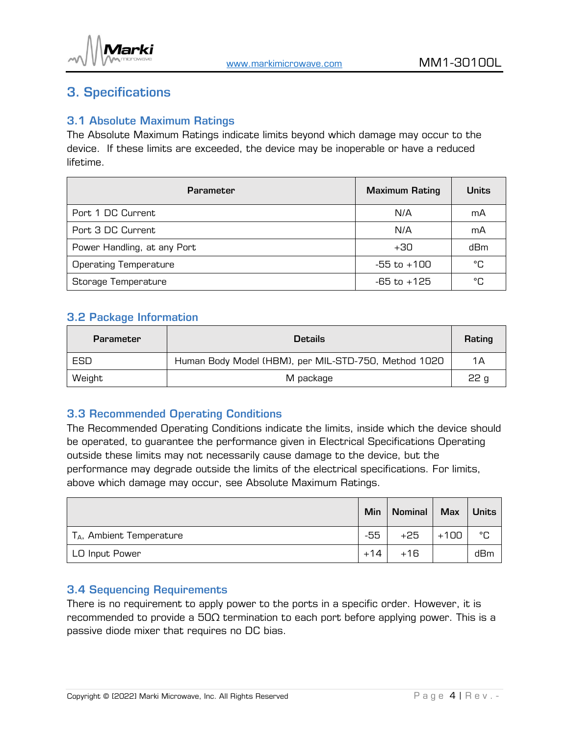## 3. Specifications

### 3.1 Absolute Maximum Ratings

The Absolute Maximum Ratings indicate limits beyond which damage may occur to the device. If these limits are exceeded, the device may be inoperable or have a reduced lifetime.

| Parameter | Maximum Rating | Units |
|---|---|---|
| Port 1 DC Current | N/A | mA |
| Port 3 DC Current | N/A | mA |
| Power Handling, at any Port | +30 | dBm |
| Operating Temperature | -55 to +100 | °C |
| Storage Temperature | -65 to +125 | °C |

### 3.2 Package Information

| Parameter | Details | Rating |
|---|---|---|
| ESD | Human Body Model (HBM), per MIL-STD-750, Method 1020 | 1A |
| Weight | M package | 22 g |

### 3.3 Recommended Operating Conditions

The Recommended Operating Conditions indicate the limits, inside which the device should be operated, to guarantee the performance given in Electrical Specifications Operating outside these limits may not necessarily cause damage to the device, but the performance may degrade outside the limits of the electrical specifications. For limits, above which damage may occur, see Absolute Maximum Ratings.

| | Min | Nominal | Max | Units |
|---|---|---|---|---|
| $T_A$, Ambient Temperature | -55 | +25 | +100 | °C |
| LO Input Power | +14 | +16 | | dBm |

### 3.4 Sequencing Requirements

There is no requirement to apply power to the ports in a specific order. However, it is recommended to provide a 50Ω termination to each port before applying power. This is a passive diode mixer that requires no DC bias.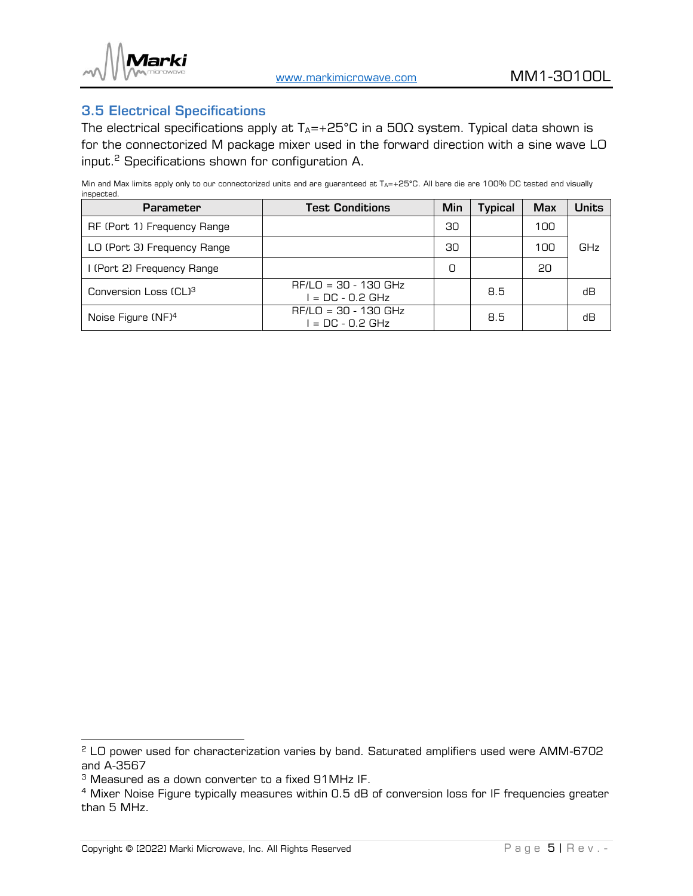## 3.5 Electrical Specifications

The electrical specifications apply at $T_A$=+25°C in a 50Ω system. Typical data shown is for the connectorized M package mixer used in the forward direction with a sine wave LO input.[2] Specifications shown for configuration A.

Min and Max limits apply only to our connectorized units and are guaranteed at $T_A$=+25°C. All bare die are 100% DC tested and visually inspected.

| Parameter | Test Conditions | Min | Typical | Max | Units |
|---|---|---|---|---|---|
| RF (Port 1) Frequency Range | | 30 | | 100 | GHz |
| LO (Port 3) Frequency Range | | 30 | | 100 | GHz |
| I (Port 2) Frequency Range | | 0 | | 20 | GHz |
| Conversion Loss (CL)[3] | RF/LO = 30 - 130 GHz<br>I = DC - 0.2 GHz | | 8.5 | | dB |
| Noise Figure (NF)[4] | RF/LO = 30 - 130 GHz<br>I = DC - 0.2 GHz | | 8.5 | | dB |

[2] LO power used for characterization varies by band. Saturated amplifiers used were AMM-6702 and A-3567

[3] Measured as a down converter to a fixed 91MHz IF.

[4] Mixer Noise Figure typically measures within 0.5 dB of conversion loss for IF frequencies greater than 5 MHz.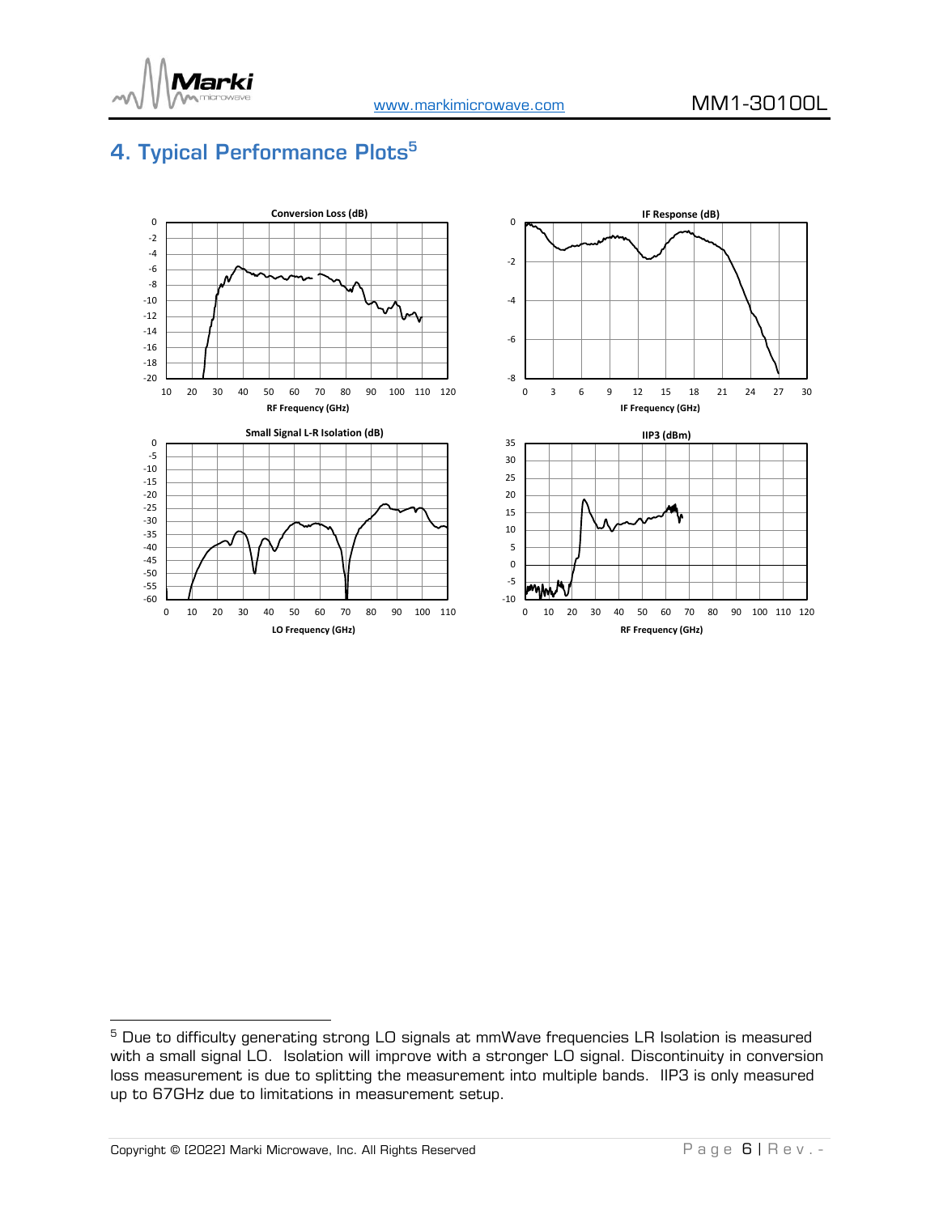# 4. Typical Performance Plots[5]

Conversion Loss (dB)

IF Response (dB)

Small Signal L-R Isolation (dB)

IIP3 (dBm)

---

[5] Due to difficulty generating strong LO signals at mmWave frequencies LR Isolation is measured with a small signal LO. Isolation will improve with a stronger LO signal. Discontinuity in conversion loss measurement is due to splitting the measurement into multiple bands. IIP3 is only measured up to 67GHz due to limitations in measurement setup.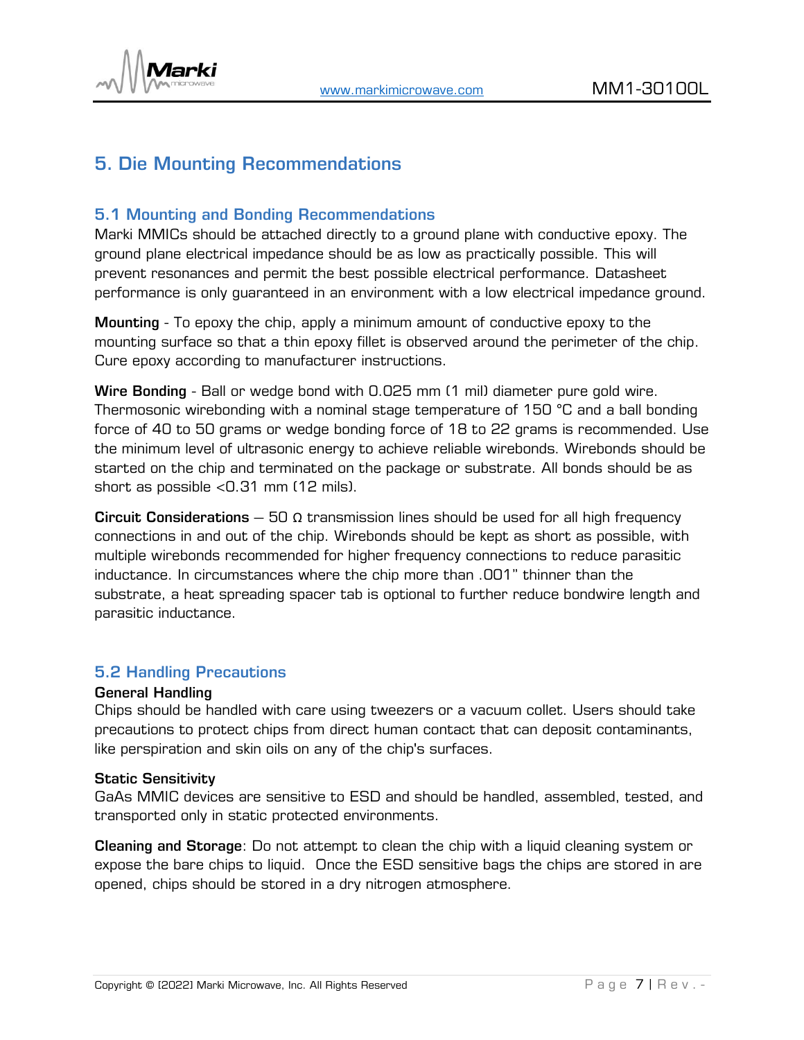# 5. Die Mounting Recommendations

## 5.1 Mounting and Bonding Recommendations

Marki MMICs should be attached directly to a ground plane with conductive epoxy. The ground plane electrical impedance should be as low as practically possible. This will prevent resonances and permit the best possible electrical performance. Datasheet performance is only guaranteed in an environment with a low electrical impedance ground.

**Mounting** - To epoxy the chip, apply a minimum amount of conductive epoxy to the mounting surface so that a thin epoxy fillet is observed around the perimeter of the chip. Cure epoxy according to manufacturer instructions.

**Wire Bonding** - Ball or wedge bond with 0.025 mm (1 mil) diameter pure gold wire. Thermosonic wirebonding with a nominal stage temperature of 150 °C and a ball bonding force of 40 to 50 grams or wedge bonding force of 18 to 22 grams is recommended. Use the minimum level of ultrasonic energy to achieve reliable wirebonds. Wirebonds should be started on the chip and terminated on the package or substrate. All bonds should be as short as possible <0.31 mm (12 mils).

**Circuit Considerations** – 50 Ω transmission lines should be used for all high frequency connections in and out of the chip. Wirebonds should be kept as short as possible, with multiple wirebonds recommended for higher frequency connections to reduce parasitic inductance. In circumstances where the chip more than .001" thinner than the substrate, a heat spreading spacer tab is optional to further reduce bondwire length and parasitic inductance.

## 5.2 Handling Precautions

**General Handling**

Chips should be handled with care using tweezers or a vacuum collet. Users should take precautions to protect chips from direct human contact that can deposit contaminants, like perspiration and skin oils on any of the chip's surfaces.

**Static Sensitivity**

GaAs MMIC devices are sensitive to ESD and should be handled, assembled, tested, and transported only in static protected environments.

**Cleaning and Storage**: Do not attempt to clean the chip with a liquid cleaning system or expose the bare chips to liquid. Once the ESD sensitive bags the chips are stored in are opened, chips should be stored in a dry nitrogen atmosphere.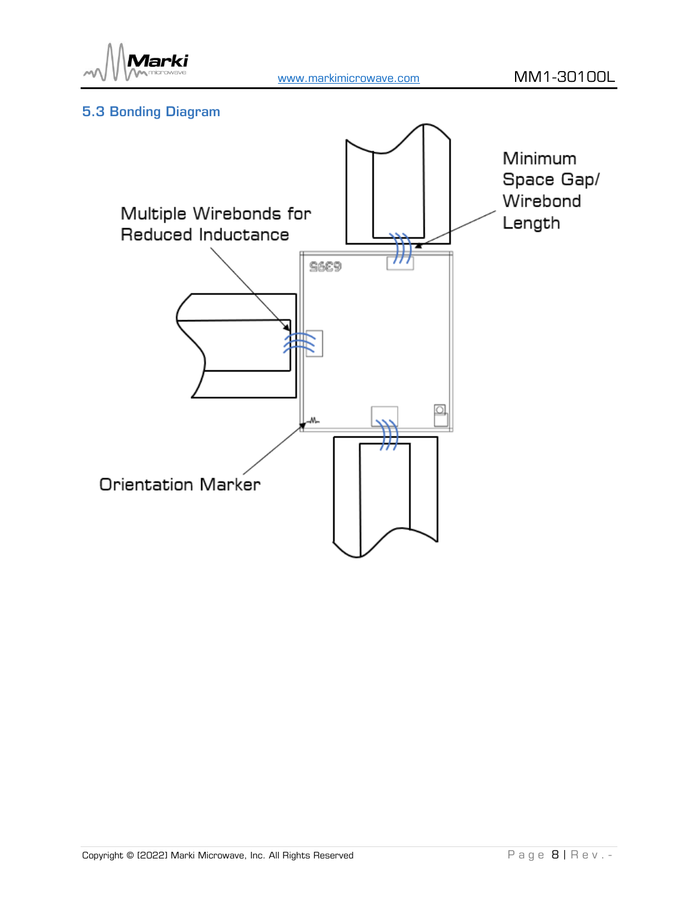## 5.3 Bonding Diagram

Multiple Wirebonds for Reduced Inductance

Minimum Space Gap/ Wirebond Length

Orientation Marker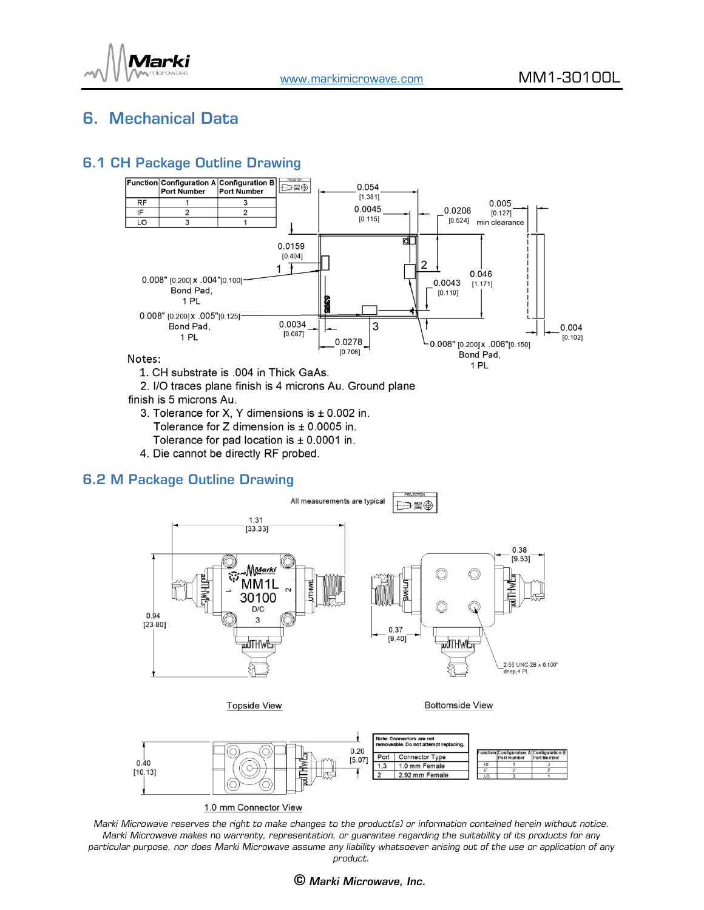# 6. Mechanical Data

## 6.1 CH Package Outline Drawing

| Function | Configuration A Port Number | Configuration B Port Number |
|---|---|---|
| RF | 1 | 3 |
| IF | 2 | 2 |
| LO | 3 | 1 |

0.054 [1.381]
0.0045 [0.115]
0.0206 [0.524]
0.005 [0.127] min clearance
0.0159 [0.404]
0.008" [0.200] x .004"[0.100] Bond Pad, 1 PL
0.008" [0.200] x .005"[0.125] Bond Pad, 1 PL
0.0034 [0.087]
0.0278 [0.706]
0.046 [1.171]
0.0043 [0.110]
0.008" [0.200] x .006"[0.150] Bond Pad, 1 PL
0.004 [0.102]
1
2
3

Notes:

1. CH substrate is .004 in Thick GaAs.
2. I/O traces plane finish is 4 microns Au. Ground plane finish is 5 microns Au.
3. Tolerance for X, Y dimensions is ± 0.002 in.
   Tolerance for Z dimension is ± 0.0005 in.
   Tolerance for pad location is ± 0.0001 in.
4. Die cannot be directly RF probed.

## 6.2 M Package Outline Drawing

All measurements are typical

1.31 [33.33]
0.94 [23.80]
0.38 [9.53]
0.37 [9.40]
2-56 UNC-2B x 0.100" deep,4 PL

Topside View

Bottomside View

0.40 [10.13]
0.20 [5.07]

1.0 mm Connector View

Note: Connectors are not removeable. Do not attempt replacing.

| Port | Connector Type |
|---|---|
| 1,3 | 1.0 mm Female |
| 2 | 2.92 mm Female |

| Function | Configuration A Port Number | Configuration B Port Number |
|---|---|---|
| RF | 1 | 3 |
| IF | 2 | 2 |
| LO | 3 | 1 |

*Marki Microwave reserves the right to make changes to the product(s) or information contained herein without notice. Marki Microwave makes no warranty, representation, or guarantee regarding the suitability of its products for any particular purpose, nor does Marki Microwave assume any liability whatsoever arising out of the use or application of any product.*

**© *Marki Microwave, Inc.***